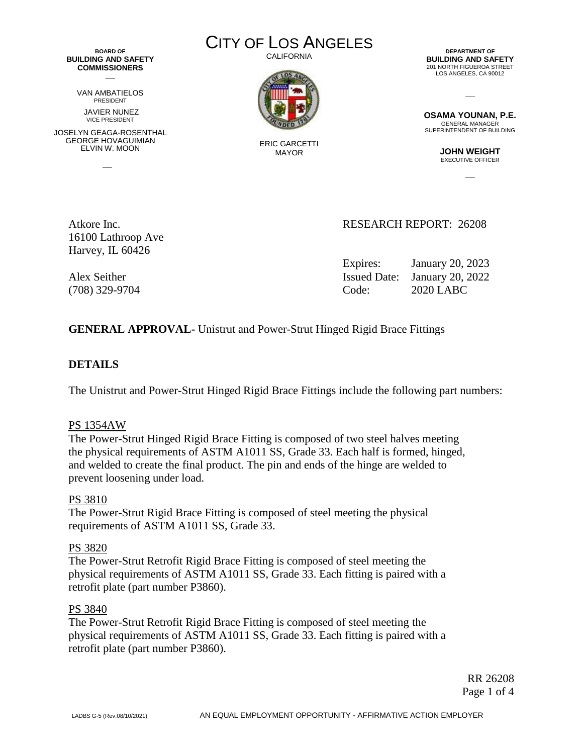**BOARD OF BUILDING AND SAFETY COMMISSIONERS**

VAN AMBATIELOS
PRESIDENT

JAVIER NUNEZ
VICE PRESIDENT

JOSELYN GEAGA-ROSENTHAL
GEORGE HOVAGUIMIAN
ELVIN W. MOON

# CITY OF LOS ANGELES

CALIFORNIA

ERIC GARCETTI
MAYOR

**DEPARTMENT OF BUILDING AND SAFETY**
201 NORTH FIGUEROA STREET
LOS ANGELES, CA 90012

**OSAMA YOUNAN, P.E.**
GENERAL MANAGER
SUPERINTENDENT OF BUILDING

**JOHN WEIGHT**
EXECUTIVE OFFICER

Atkore Inc.
16100 Lathroop Ave
Harvey, IL 60426

Alex Seither
(708) 329-9704

RESEARCH REPORT: 26208

Expires: January 20, 2023
Issued Date: January 20, 2022
Code: 2020 LABC

**GENERAL APPROVAL-** Unistrut and Power-Strut Hinged Rigid Brace Fittings

## DETAILS

The Unistrut and Power-Strut Hinged Rigid Brace Fittings include the following part numbers:

PS 1354AW
The Power-Strut Hinged Rigid Brace Fitting is composed of two steel halves meeting the physical requirements of ASTM A1011 SS, Grade 33. Each half is formed, hinged, and welded to create the final product. The pin and ends of the hinge are welded to prevent loosening under load.

PS 3810
The Power-Strut Rigid Brace Fitting is composed of steel meeting the physical requirements of ASTM A1011 SS, Grade 33.

PS 3820
The Power-Strut Retrofit Rigid Brace Fitting is composed of steel meeting the physical requirements of ASTM A1011 SS, Grade 33. Each fitting is paired with a retrofit plate (part number P3860).

PS 3840
The Power-Strut Retrofit Rigid Brace Fitting is composed of steel meeting the physical requirements of ASTM A1011 SS, Grade 33. Each fitting is paired with a retrofit plate (part number P3860).

LADBS G-5 (Rev.08/10/2021) AN EQUAL EMPLOYMENT OPPORTUNITY - AFFIRMATIVE ACTION EMPLOYER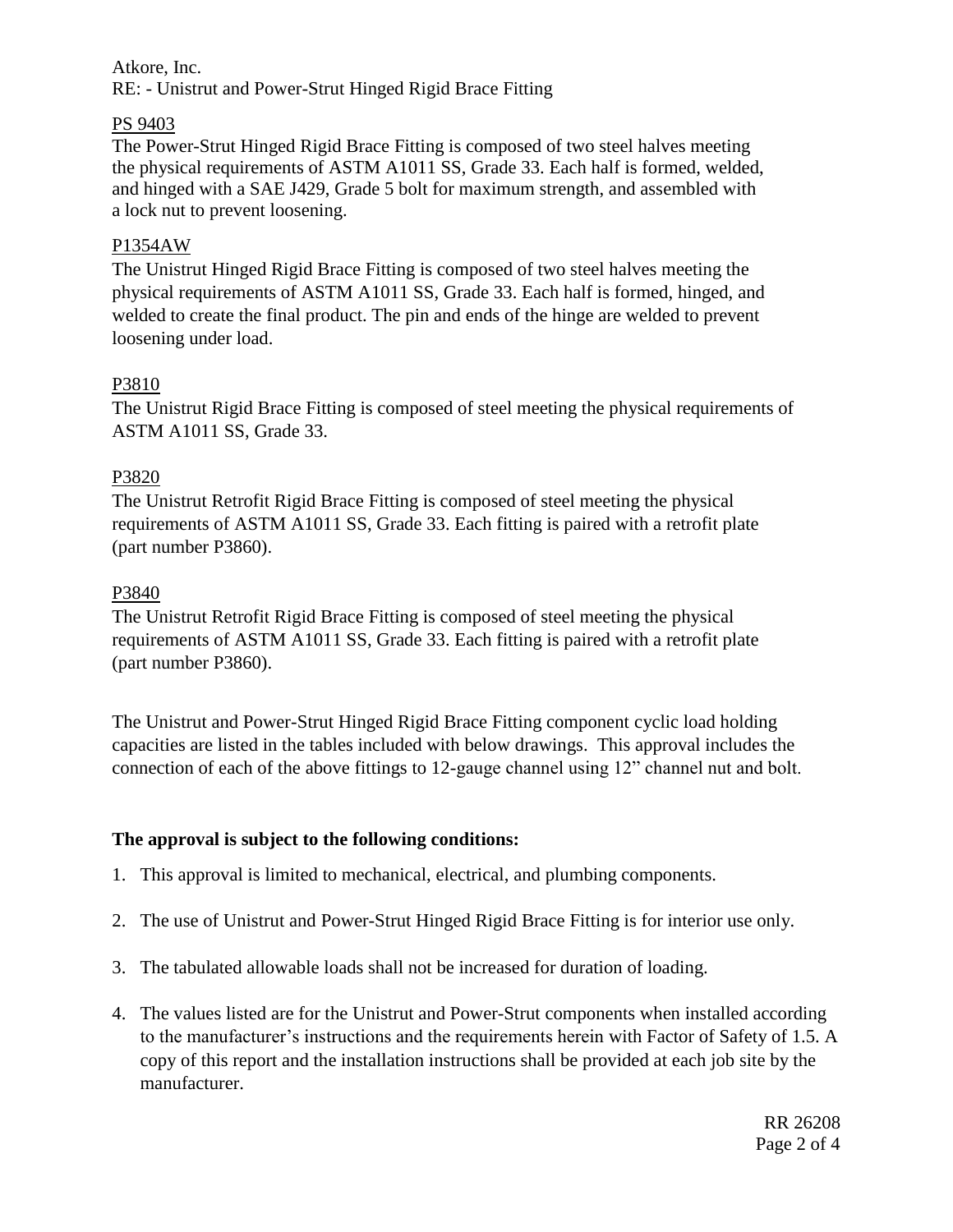Atkore, Inc.
RE: - Unistrut and Power-Strut Hinged Rigid Brace Fitting

PS 9403

The Power-Strut Hinged Rigid Brace Fitting is composed of two steel halves meeting the physical requirements of ASTM A1011 SS, Grade 33. Each half is formed, welded, and hinged with a SAE J429, Grade 5 bolt for maximum strength, and assembled with a lock nut to prevent loosening.

P1354AW

The Unistrut Hinged Rigid Brace Fitting is composed of two steel halves meeting the physical requirements of ASTM A1011 SS, Grade 33. Each half is formed, hinged, and welded to create the final product. The pin and ends of the hinge are welded to prevent loosening under load.

P3810

The Unistrut Rigid Brace Fitting is composed of steel meeting the physical requirements of ASTM A1011 SS, Grade 33.

P3820

The Unistrut Retrofit Rigid Brace Fitting is composed of steel meeting the physical requirements of ASTM A1011 SS, Grade 33. Each fitting is paired with a retrofit plate (part number P3860).

P3840

The Unistrut Retrofit Rigid Brace Fitting is composed of steel meeting the physical requirements of ASTM A1011 SS, Grade 33. Each fitting is paired with a retrofit plate (part number P3860).

The Unistrut and Power-Strut Hinged Rigid Brace Fitting component cyclic load holding capacities are listed in the tables included with below drawings. This approval includes the connection of each of the above fittings to 12-gauge channel using 12" channel nut and bolt.

**The approval is subject to the following conditions:**

1. This approval is limited to mechanical, electrical, and plumbing components.
2. The use of Unistrut and Power-Strut Hinged Rigid Brace Fitting is for interior use only.
3. The tabulated allowable loads shall not be increased for duration of loading.
4. The values listed are for the Unistrut and Power-Strut components when installed according to the manufacturer's instructions and the requirements herein with Factor of Safety of 1.5. A copy of this report and the installation instructions shall be provided at each job site by the manufacturer.

RR 26208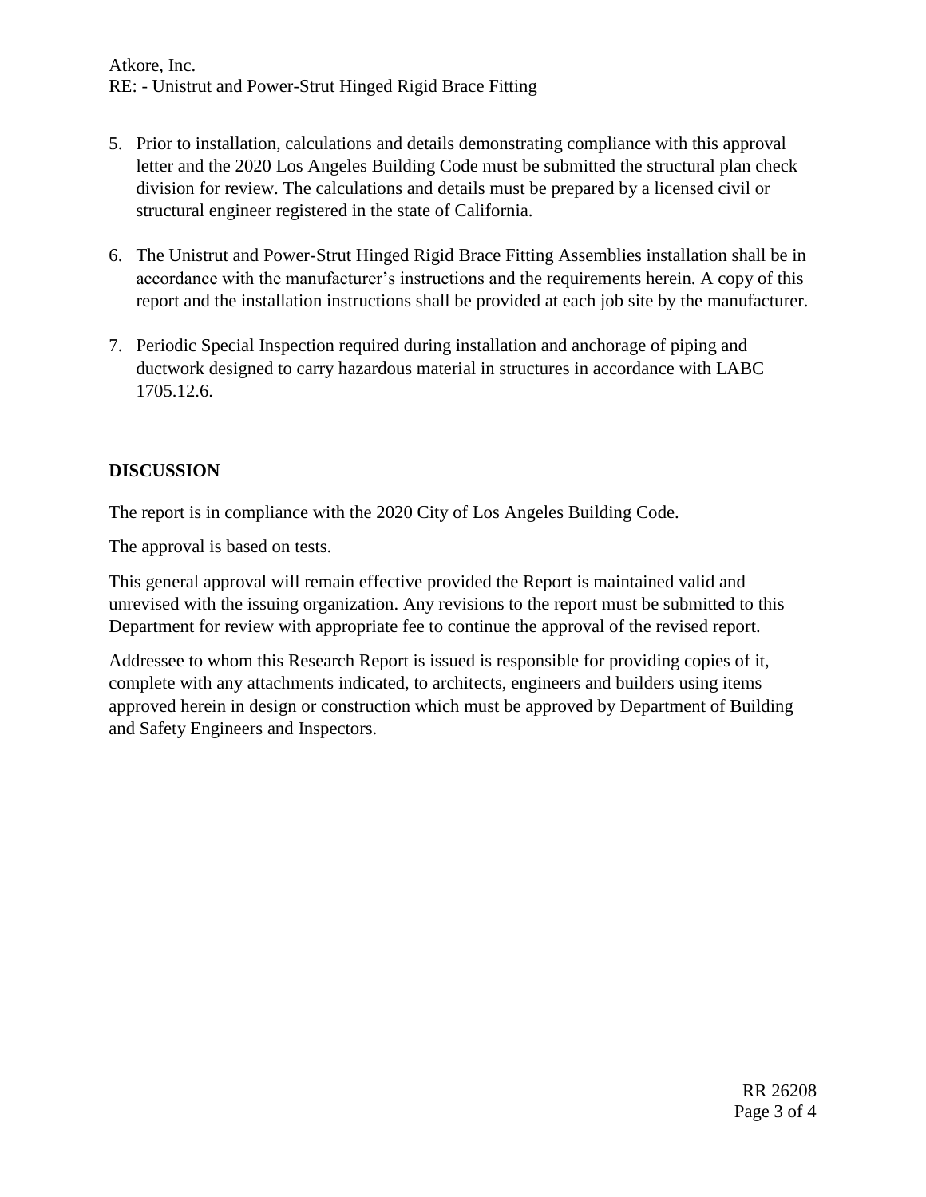5. Prior to installation, calculations and details demonstrating compliance with this approval letter and the 2020 Los Angeles Building Code must be submitted the structural plan check division for review. The calculations and details must be prepared by a licensed civil or structural engineer registered in the state of California.

6. The Unistrut and Power-Strut Hinged Rigid Brace Fitting Assemblies installation shall be in accordance with the manufacturer's instructions and the requirements herein. A copy of this report and the installation instructions shall be provided at each job site by the manufacturer.

7. Periodic Special Inspection required during installation and anchorage of piping and ductwork designed to carry hazardous material in structures in accordance with LABC 1705.12.6.

## DISCUSSION

The report is in compliance with the 2020 City of Los Angeles Building Code.

The approval is based on tests.

This general approval will remain effective provided the Report is maintained valid and unrevised with the issuing organization. Any revisions to the report must be submitted to this Department for review with appropriate fee to continue the approval of the revised report.

Addressee to whom this Research Report is issued is responsible for providing copies of it, complete with any attachments indicated, to architects, engineers and builders using items approved herein in design or construction which must be approved by Department of Building and Safety Engineers and Inspectors.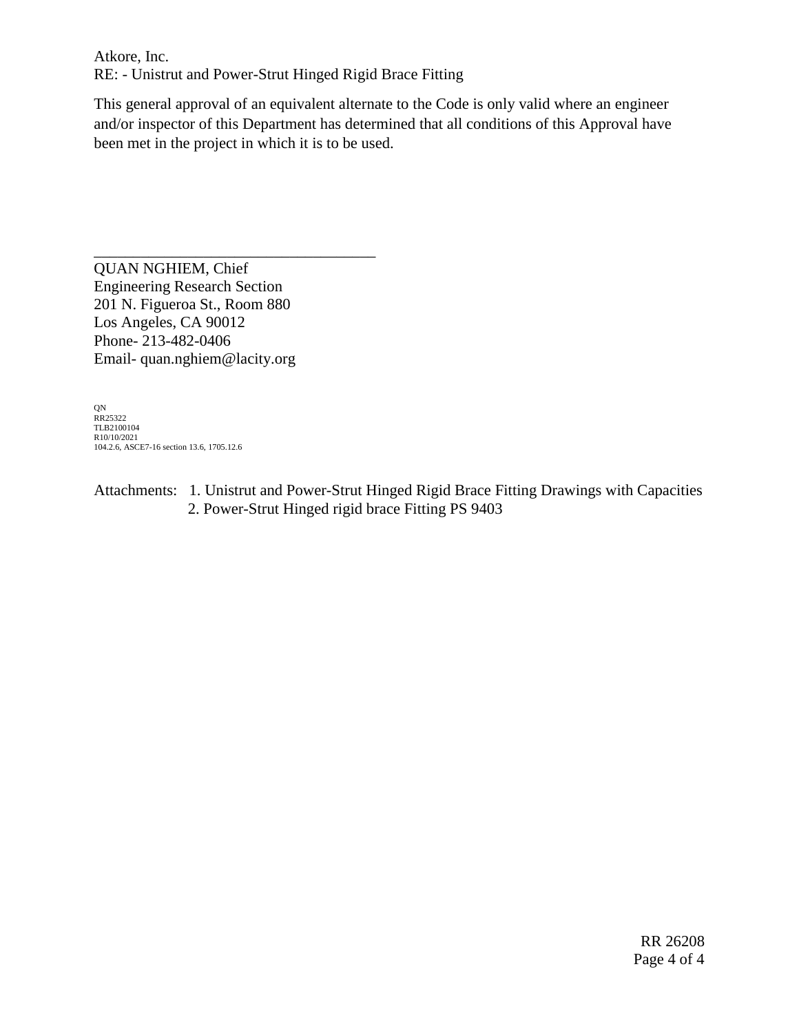Atkore, Inc.
RE: - Unistrut and Power-Strut Hinged Rigid Brace Fitting

This general approval of an equivalent alternate to the Code is only valid where an engineer and/or inspector of this Department has determined that all conditions of this Approval have been met in the project in which it is to be used.

_____________________________________

QUAN NGHIEM, Chief
Engineering Research Section
201 N. Figueroa St., Room 880
Los Angeles, CA 90012
Phone- 213-482-0406
Email- quan.nghiem@lacity.org

QN
RR25322
TLB2100104
R10/10/2021
104.2.6, ASCE7-16 section 13.6, 1705.12.6

Attachments: 1. Unistrut and Power-Strut Hinged Rigid Brace Fitting Drawings with Capacities
2. Power-Strut Hinged rigid brace Fitting PS 9403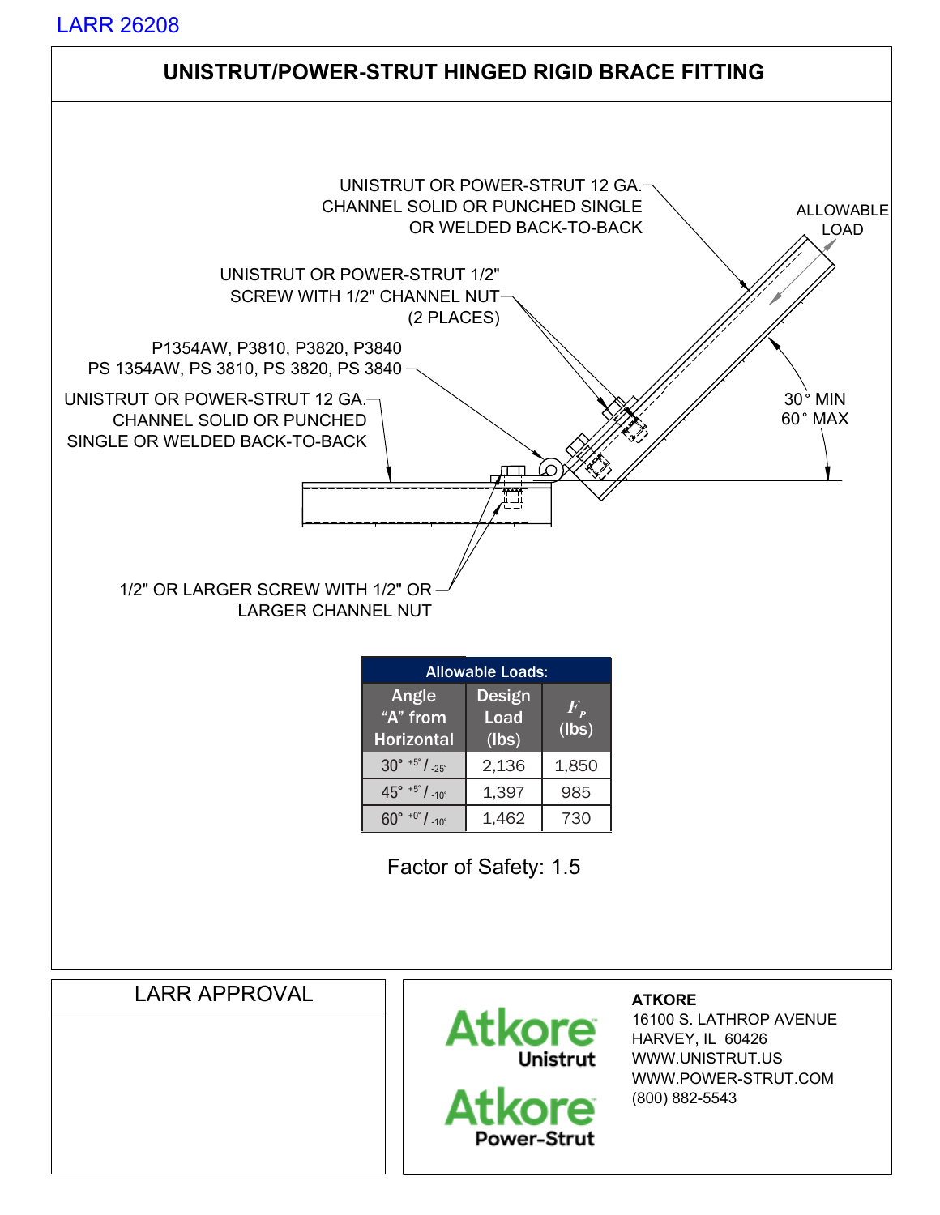LARR 26208

# UNISTRUT/POWER-STRUT HINGED RIGID BRACE FITTING

UNISTRUT OR POWER-STRUT 12 GA. CHANNEL SOLID OR PUNCHED SINGLE OR WELDED BACK-TO-BACK

ALLOWABLE LOAD

UNISTRUT OR POWER-STRUT 1/2" SCREW WITH 1/2" CHANNEL NUT (2 PLACES)

P1354AW, P3810, P3820, P3840
PS 1354AW, PS 3810, PS 3820, PS 3840

UNISTRUT OR POWER-STRUT 12 GA. CHANNEL SOLID OR PUNCHED SINGLE OR WELDED BACK-TO-BACK

30° MIN
60° MAX

1/2" OR LARGER SCREW WITH 1/2" OR LARGER CHANNEL NUT

| Allowable Loads: | | |
|---|---|---|
| Angle "A" from Horizontal | Design Load (lbs) | $F_P$ (lbs) |
| 30° $^{+5°}$ / $_{-25°}$ | 2,136 | 1,850 |
| 45° $^{+5°}$ / $_{-10°}$ | 1,397 | 985 |
| 60° $^{+0°}$ / $_{-10°}$ | 1,462 | 730 |

Factor of Safety: 1.5

LARR APPROVAL

Atkore Unistrut
Atkore Power-Strut

**ATKORE**
16100 S. LATHROP AVENUE
HARVEY, IL 60426
WWW.UNISTRUT.US
WWW.POWER-STRUT.COM
(800) 882-5543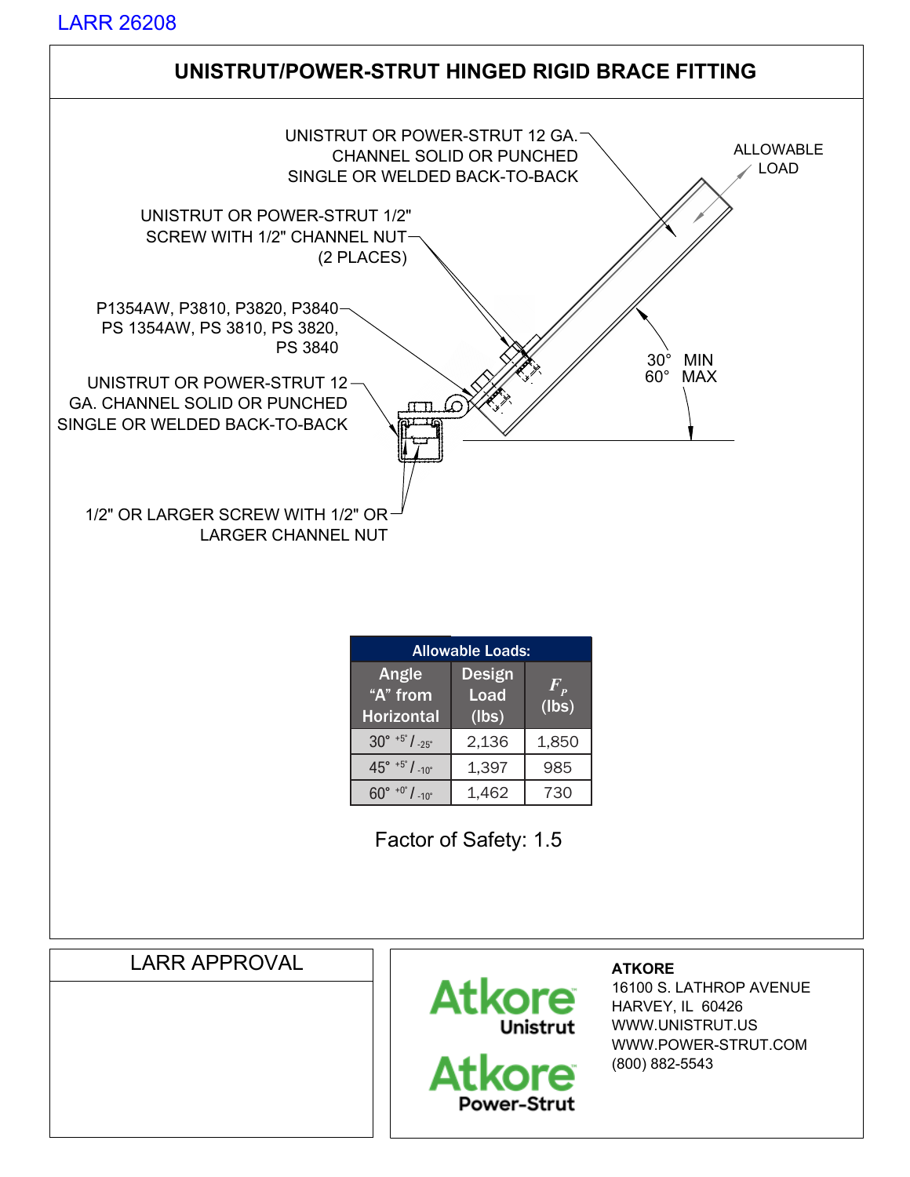LARR 26208

# UNISTRUT/POWER-STRUT HINGED RIGID BRACE FITTING

UNISTRUT OR POWER-STRUT 12 GA. CHANNEL SOLID OR PUNCHED SINGLE OR WELDED BACK-TO-BACK

ALLOWABLE LOAD

UNISTRUT OR POWER-STRUT 1/2" SCREW WITH 1/2" CHANNEL NUT (2 PLACES)

P1354AW, P3810, P3820, P3840
PS 1354AW, PS 3810, PS 3820, PS 3840

30° MIN
60° MAX

UNISTRUT OR POWER-STRUT 12 GA. CHANNEL SOLID OR PUNCHED SINGLE OR WELDED BACK-TO-BACK

1/2" OR LARGER SCREW WITH 1/2" OR LARGER CHANNEL NUT

| Allowable Loads: | | |
|---|---|---|
| Angle "A" from Horizontal | Design Load (lbs) | $F_P$ (lbs) |
| 30° $^{+5°}$ / $_{-25°}$ | 2,136 | 1,850 |
| 45° $^{+5°}$ / $_{-10°}$ | 1,397 | 985 |
| 60° $^{+0°}$ / $_{-10°}$ | 1,462 | 730 |

Factor of Safety: 1.5

LARR APPROVAL

Atkore Unistrut
Atkore Power-Strut

**ATKORE**
16100 S. LATHROP AVENUE
HARVEY, IL 60426
WWW.UNISTRUT.US
WWW.POWER-STRUT.COM
(800) 882-5543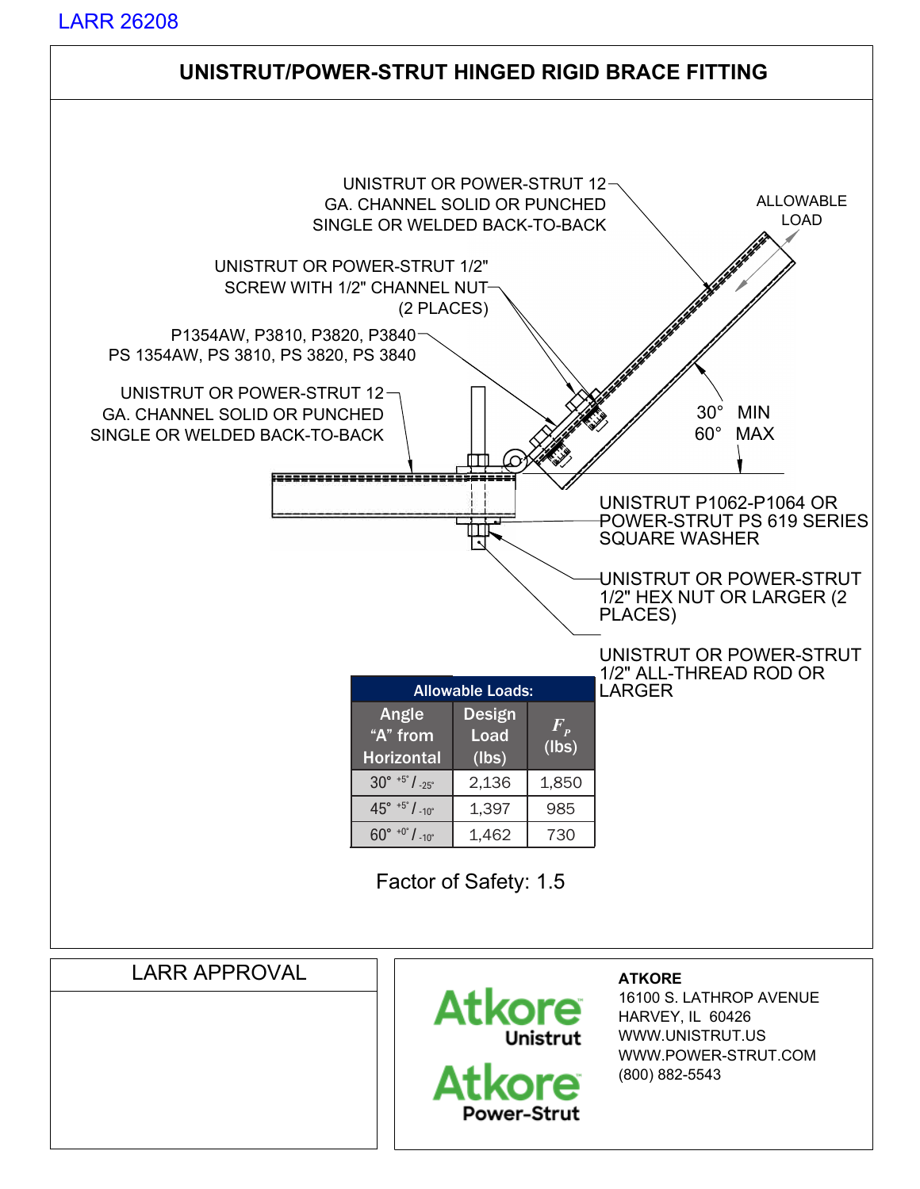LARR 26208

# UNISTRUT/POWER-STRUT HINGED RIGID BRACE FITTING

UNISTRUT OR POWER-STRUT 12 GA. CHANNEL SOLID OR PUNCHED SINGLE OR WELDED BACK-TO-BACK

ALLOWABLE LOAD

UNISTRUT OR POWER-STRUT 1/2" SCREW WITH 1/2" CHANNEL NUT (2 PLACES)

P1354AW, P3810, P3820, P3840
PS 1354AW, PS 3810, PS 3820, PS 3840

UNISTRUT OR POWER-STRUT 12 GA. CHANNEL SOLID OR PUNCHED SINGLE OR WELDED BACK-TO-BACK

30° MIN
60° MAX

UNISTRUT P1062-P1064 OR POWER-STRUT PS 619 SERIES SQUARE WASHER

UNISTRUT OR POWER-STRUT 1/2" HEX NUT OR LARGER (2 PLACES)

UNISTRUT OR POWER-STRUT 1/2" ALL-THREAD ROD OR LARGER

| Allowable Loads: | | |
|---|---|---|
| Angle "A" from Horizontal | Design Load (lbs) | $F_P$ (lbs) |
| 30° $^{+5°}$ / $_{-25°}$ | 2,136 | 1,850 |
| 45° $^{+5°}$ / $_{-10°}$ | 1,397 | 985 |
| 60° $^{+0°}$ / $_{-10°}$ | 1,462 | 730 |

Factor of Safety: 1.5

LARR APPROVAL

Atkore Unistrut
Atkore Power-Strut

**ATKORE**
16100 S. LATHROP AVENUE
HARVEY, IL 60426
WWW.UNISTRUT.US
WWW.POWER-STRUT.COM
(800) 882-5543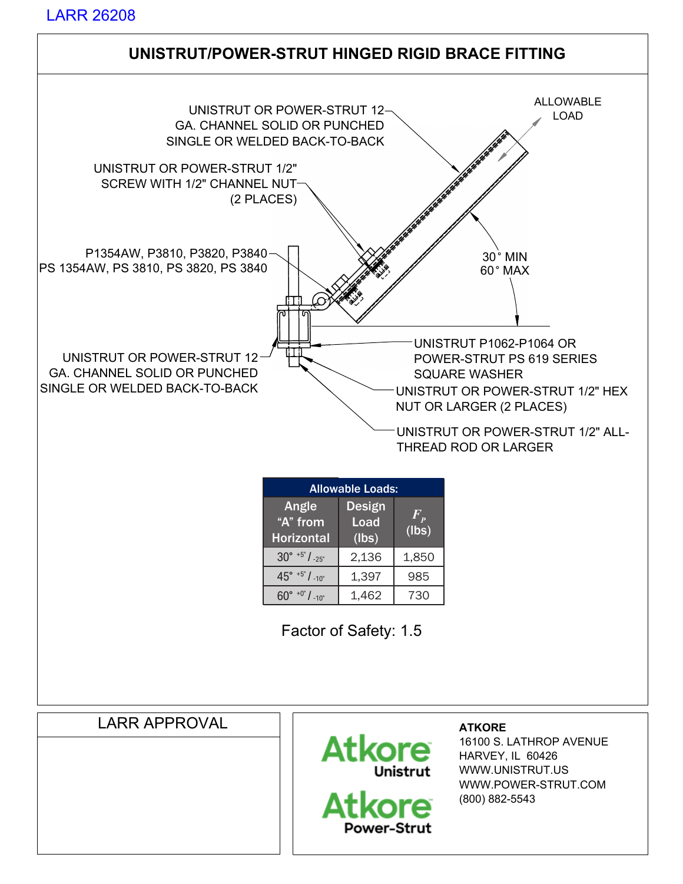LARR 26208

# UNISTRUT/POWER-STRUT HINGED RIGID BRACE FITTING

UNISTRUT OR POWER-STRUT 12 GA. CHANNEL SOLID OR PUNCHED SINGLE OR WELDED BACK-TO-BACK

ALLOWABLE LOAD

UNISTRUT OR POWER-STRUT 1/2" SCREW WITH 1/2" CHANNEL NUT (2 PLACES)

P1354AW, P3810, P3820, P3840
PS 1354AW, PS 3810, PS 3820, PS 3840

30° MIN
60° MAX

UNISTRUT P1062-P1064 OR POWER-STRUT PS 619 SERIES SQUARE WASHER

UNISTRUT OR POWER-STRUT 12 GA. CHANNEL SOLID OR PUNCHED SINGLE OR WELDED BACK-TO-BACK

UNISTRUT OR POWER-STRUT 1/2" HEX NUT OR LARGER (2 PLACES)

UNISTRUT OR POWER-STRUT 1/2" ALL-THREAD ROD OR LARGER

| Allowable Loads: | | |
|---|---|---|
| Angle "A" from Horizontal | Design Load (lbs) | $F_P$ (lbs) |
| 30° $^{+5°}$/ $_{-25°}$ | 2,136 | 1,850 |
| 45° $^{+5°}$/ $_{-10°}$ | 1,397 | 985 |
| 60° $^{+0°}$/ $_{-10°}$ | 1,462 | 730 |

Factor of Safety: 1.5

LARR APPROVAL

Atkore Unistrut

Atkore Power-Strut

**ATKORE**
16100 S. LATHROP AVENUE
HARVEY, IL 60426
WWW.UNISTRUT.US
WWW.POWER-STRUT.COM
(800) 882-5543